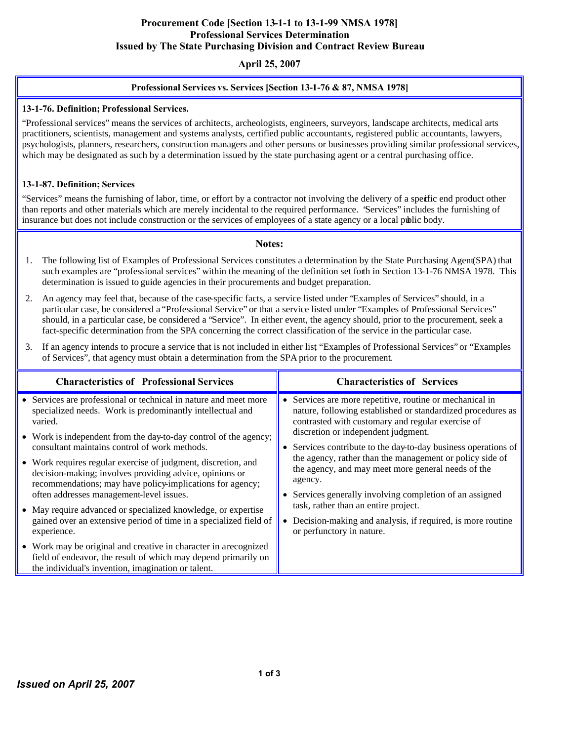# Procurement Code [Section 13-1-1 to 13-1-99 NMSA 1978]
# Professional Services Determination
# Issued by The State Purchasing Division and Contract Review Bureau

**April 25, 2007**

## Professional Services vs. Services [Section 13-1-76 & 87, NMSA 1978]

### 13-1-76. Definition; Professional Services.

"Professional services" means the services of architects, archeologists, engineers, surveyors, landscape architects, medical arts practitioners, scientists, management and systems analysts, certified public accountants, registered public accountants, lawyers, psychologists, planners, researchers, construction managers and other persons or businesses providing similar professional services, which may be designated as such by a determination issued by the state purchasing agent or a central purchasing office.

### 13-1-87. Definition; Services

"Services" means the furnishing of labor, time, or effort by a contractor not involving the delivery of a specific end product other than reports and other materials which are merely incidental to the required performance. "Services" includes the furnishing of insurance but does not include construction or the services of employees of a state agency or a local public body.

### Notes:

1. The following list of Examples of Professional Services constitutes a determination by the State Purchasing Agent (SPA) that such examples are "professional services" within the meaning of the definition set forth in Section 13-1-76 NMSA 1978. This determination is issued to guide agencies in their procurements and budget preparation.
2. An agency may feel that, because of the case-specific facts, a service listed under "Examples of Services" should, in a particular case, be considered a "Professional Service" or that a service listed under "Examples of Professional Services" should, in a particular case, be considered a "Service". In either event, the agency should, prior to the procurement, seek a fact-specific determination from the SPA concerning the correct classification of the service in the particular case.
3. If an agency intends to procure a service that is not included in either list, "Examples of Professional Services" or "Examples of Services", that agency must obtain a determination from the SPA prior to the procurement.

| Characteristics of Professional Services | Characteristics of Services |
|---|---|
| • Services are professional or technical in nature and meet more specialized needs. Work is predominantly intellectual and varied.<br>• Work is independent from the day-to-day control of the agency; consultant maintains control of work methods.<br>• Work requires regular exercise of judgment, discretion, and decision-making; involves providing advice, opinions or recommendations; may have policy-implications for agency; often addresses management-level issues.<br>• May require advanced or specialized knowledge, or expertise gained over an extensive period of time in a specialized field of experience.<br>• Work may be original and creative in character in a recognized field of endeavor, the result of which may depend primarily on the individual's invention, imagination or talent. | • Services are more repetitive, routine or mechanical in nature, following established or standardized procedures as contrasted with customary and regular exercise of discretion or independent judgment.<br>• Services contribute to the day-to-day business operations of the agency, rather than the management or policy side of the agency, and may meet more general needs of the agency.<br>• Services generally involving completion of an assigned task, rather than an entire project.<br>• Decision-making and analysis, if required, is more routine or perfunctory in nature. |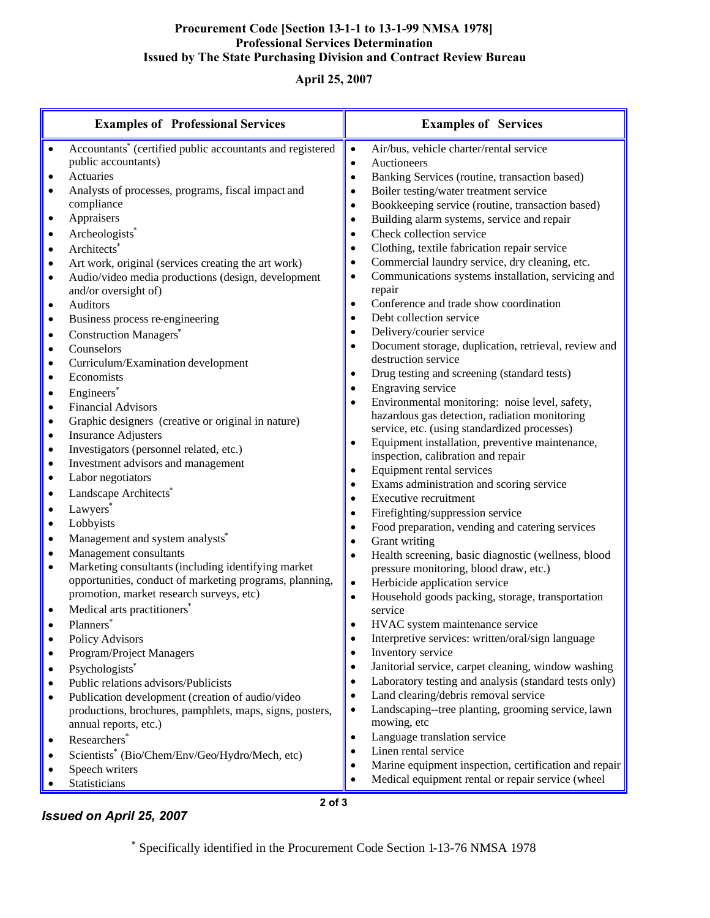# Procurement Code [Section 13-1-1 to 13-1-99 NMSA 1978]
## Professional Services Determination
## Issued by The State Purchasing Division and Contract Review Bureau

**April 25, 2007**

### Examples of Professional Services

- Accountants* (certified public accountants and registered public accountants)
- Actuaries
- Analysts of processes, programs, fiscal impact and compliance
- Appraisers
- Archeologists*
- Architects*
- Art work, original (services creating the art work)
- Audio/video media productions (design, development and/or oversight of)
- Auditors
- Business process re-engineering
- Construction Managers*
- Counselors
- Curriculum/Examination development
- Economists
- Engineers*
- Financial Advisors
- Graphic designers (creative or original in nature)
- Insurance Adjusters
- Investigators (personnel related, etc.)
- Investment advisors and management
- Labor negotiators
- Landscape Architects*
- Lawyers*
- Lobbyists
- Management and system analysts*
- Management consultants
- Marketing consultants (including identifying market opportunities, conduct of marketing programs, planning, promotion, market research surveys, etc)
- Medical arts practitioners*
- Planners*
- Policy Advisors
- Program/Project Managers
- Psychologists*
- Public relations advisors/Publicists
- Publication development (creation of audio/video productions, brochures, pamphlets, maps, signs, posters, annual reports, etc.)
- Researchers*
- Scientists* (Bio/Chem/Env/Geo/Hydro/Mech, etc)
- Speech writers
- Statisticians

### Examples of Services

- Air/bus, vehicle charter/rental service
- Auctioneers
- Banking Services (routine, transaction based)
- Boiler testing/water treatment service
- Bookkeeping service (routine, transaction based)
- Building alarm systems, service and repair
- Check collection service
- Clothing, textile fabrication repair service
- Commercial laundry service, dry cleaning, etc.
- Communications systems installation, servicing and repair
- Conference and trade show coordination
- Debt collection service
- Delivery/courier service
- Document storage, duplication, retrieval, review and destruction service
- Drug testing and screening (standard tests)
- Engraving service
- Environmental monitoring: noise level, safety, hazardous gas detection, radiation monitoring service, etc. (using standardized processes)
- Equipment installation, preventive maintenance, inspection, calibration and repair
- Equipment rental services
- Exams administration and scoring service
- Executive recruitment
- Firefighting/suppression service
- Food preparation, vending and catering services
- Grant writing
- Health screening, basic diagnostic (wellness, blood pressure monitoring, blood draw, etc.)
- Herbicide application service
- Household goods packing, storage, transportation service
- HVAC system maintenance service
- Interpretive services: written/oral/sign language
- Inventory service
- Janitorial service, carpet cleaning, window washing
- Laboratory testing and analysis (standard tests only)
- Land clearing/debris removal service
- Landscaping--tree planting, grooming service, lawn mowing, etc
- Language translation service
- Linen rental service
- Marine equipment inspection, certification and repair
- Medical equipment rental or repair service (wheel

* Specifically identified in the Procurement Code Section 1-13-76 NMSA 1978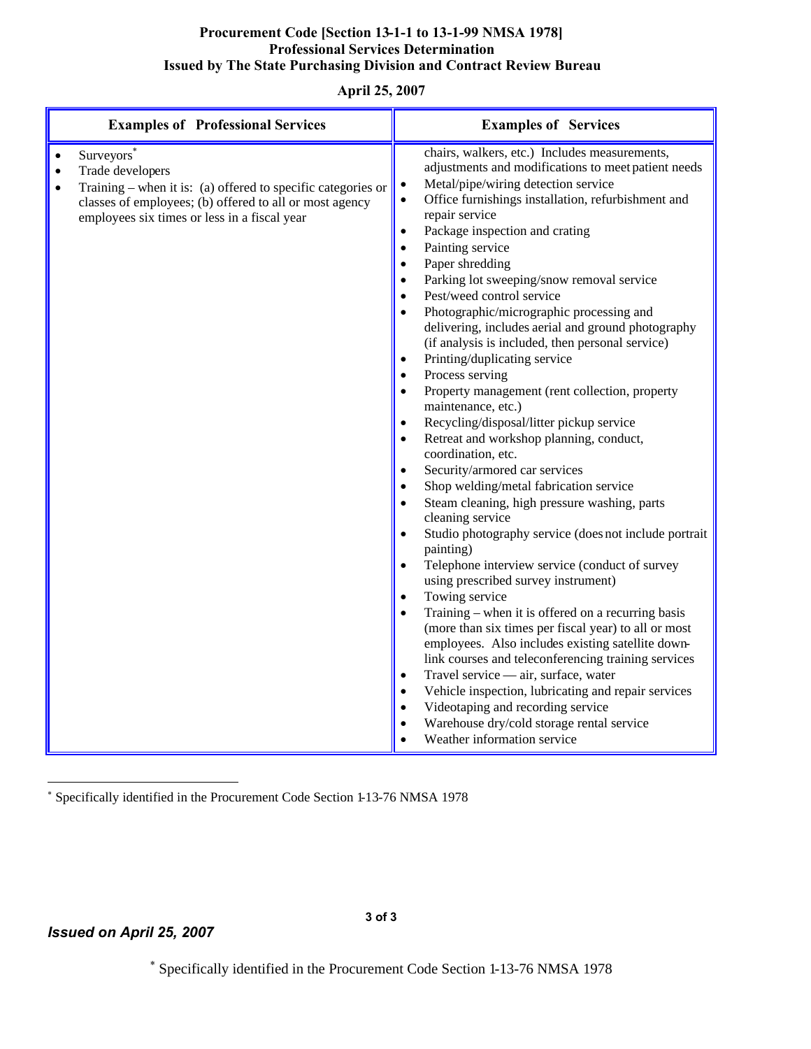**Procurement Code [Section 13-1-1 to 13-1-99 NMSA 1978]**
**Professional Services Determination**
**Issued by The State Purchasing Division and Contract Review Bureau**

**April 25, 2007**

| Examples of Professional Services | Examples of Services |
|---|---|
| • Surveyors*<br>• Trade developers<br>• Training – when it is: (a) offered to specific categories or classes of employees; (b) offered to all or most agency employees six times or less in a fiscal year | chairs, walkers, etc.) Includes measurements, adjustments and modifications to meet patient needs<br>• Metal/pipe/wiring detection service<br>• Office furnishings installation, refurbishment and repair service<br>• Package inspection and crating<br>• Painting service<br>• Paper shredding<br>• Parking lot sweeping/snow removal service<br>• Pest/weed control service<br>• Photographic/micrographic processing and delivering, includes aerial and ground photography (if analysis is included, then personal service)<br>• Printing/duplicating service<br>• Process serving<br>• Property management (rent collection, property maintenance, etc.)<br>• Recycling/disposal/litter pickup service<br>• Retreat and workshop planning, conduct, coordination, etc.<br>• Security/armored car services<br>• Shop welding/metal fabrication service<br>• Steam cleaning, high pressure washing, parts cleaning service<br>• Studio photography service (does not include portrait painting)<br>• Telephone interview service (conduct of survey using prescribed survey instrument)<br>• Towing service<br>• Training – when it is offered on a recurring basis (more than six times per fiscal year) to all or most employees. Also includes existing satellite down-link courses and teleconferencing training services<br>• Travel service — air, surface, water<br>• Vehicle inspection, lubricating and repair services<br>• Videotaping and recording service<br>• Warehouse dry/cold storage rental service<br>• Weather information service |

* Specifically identified in the Procurement Code Section 1-13-76 NMSA 1978

*Issued on April 25, 2007*

* Specifically identified in the Procurement Code Section 1-13-76 NMSA 1978